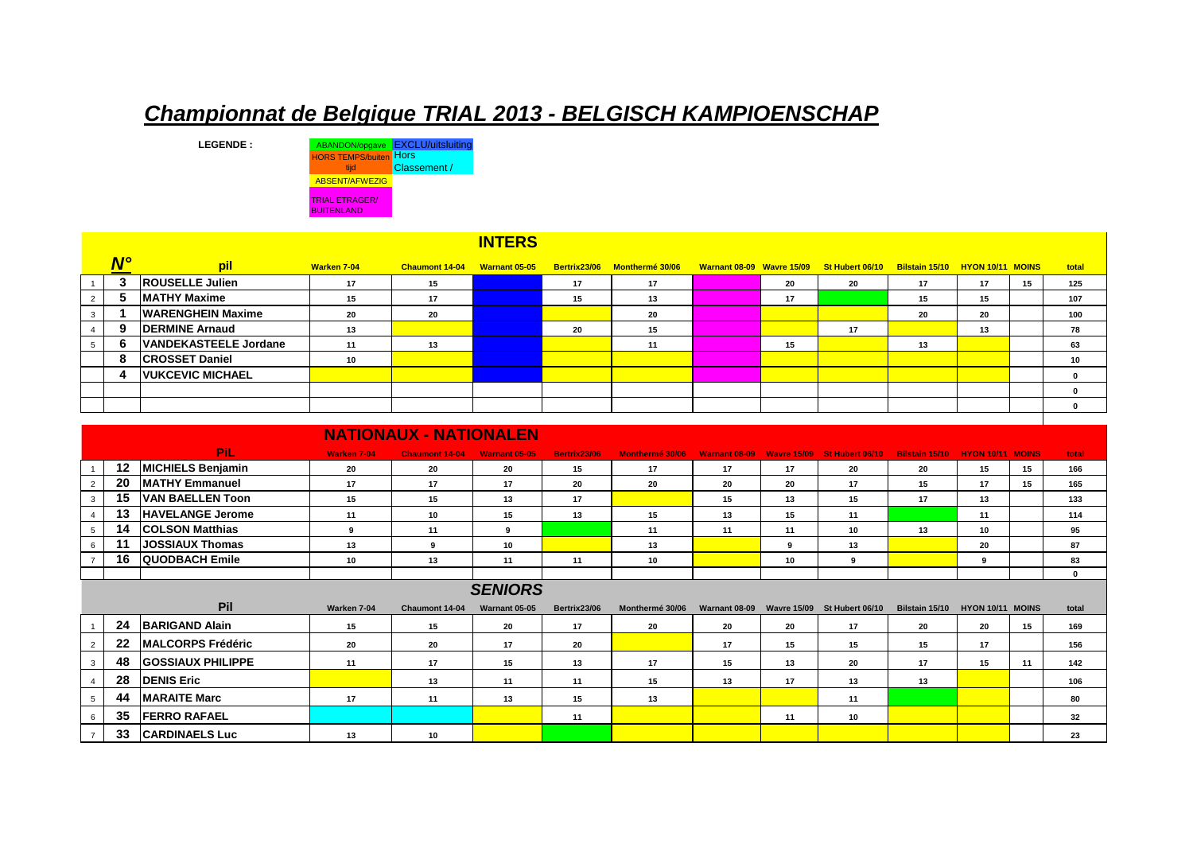# *Championnat de Belgique TRIAL 2013 - BELGISCH KAMPIOENSCHAP*

**LEGENDE :**

| | |
|---|---|
| ABANDON/opgave | EXCLU/uitsluiting |
| HORS TEMPS/buiten tijd | Hors Classement / |
| ABSENT/AFWEZIG | |
| TRIAL ETRAGER/ BUITENLAND | |

## INTERS

| | N° | pil | Warken 7-04 | Chaumont 14-04 | Warnant 05-05 | Bertrix23/06 | Monthermé 30/06 | Warnant 08-09 | Wavre 15/09 | St Hubert 06/10 | Bilstain 15/10 | HYON 10/11 | MOINS | total |
|---|---|---|---|---|---|---|---|---|---|---|---|---|---|---|
| 1 | 3 | ROUSELLE Julien | 17 | 15 | | 17 | 17 | | 20 | 20 | 17 | 17 | 15 | 125 |
| 2 | 5 | MATHY Maxime | 15 | 17 | | 15 | 13 | | 17 | | 15 | 15 | | 107 |
| 3 | 1 | WARENGHEIN Maxime | 20 | 20 | | | 20 | | | | 20 | 20 | | 100 |
| 4 | 9 | DERMINE Arnaud | 13 | | | 20 | 15 | | | 17 | | 13 | | 78 |
| 5 | 6 | VANDEKASTEELE Jordane | 11 | 13 | | | 11 | | 15 | | 13 | | | 63 |
| | 8 | CROSSET Daniel | 10 | | | | | | | | | | | 10 |
| | 4 | VUKCEVIC MICHAEL | | | | | | | | | | | | 0 |
| | | | | | | | | | | | | | | 0 |
| | | | | | | | | | | | | | | 0 |

## NATIONAUX - NATIONALEN

| | | PiL | Warken 7-04 | Chaumont 14-04 | Warnant 05-05 | Bertrix23/06 | Monthermé 30/06 | Warnant 08-09 | Wavre 15/09 | St Hubert 06/10 | Bilstain 15/10 | HYON 10/11 | MOINS | total |
|---|---|---|---|---|---|---|---|---|---|---|---|---|---|---|
| 1 | 12 | MICHIELS Benjamin | 20 | 20 | 20 | 15 | 17 | 17 | 17 | 20 | 20 | 15 | 15 | 166 |
| 2 | 20 | MATHY Emmanuel | 17 | 17 | 17 | 20 | 20 | 20 | 20 | 17 | 15 | 17 | 15 | 165 |
| 3 | 15 | VAN BAELLEN Toon | 15 | 15 | 13 | 17 | | 15 | 13 | 15 | 17 | 13 | | 133 |
| 4 | 13 | HAVELANGE Jerome | 11 | 10 | 15 | 13 | 15 | 13 | 15 | 11 | | 11 | | 114 |
| 5 | 14 | COLSON Matthias | 9 | 11 | 9 | | 11 | 11 | 11 | 10 | 13 | 10 | | 95 |
| 6 | 11 | JOSSIAUX Thomas | 13 | 9 | 10 | | 13 | | 9 | 13 | | 20 | | 87 |
| 7 | 16 | QUODBACH Emile | 10 | 13 | 11 | 11 | 10 | | 10 | 9 | | 9 | | 83 |
| | | | | | | | | | | | | | | 0 |

## *SENIORS*

| | | Pil | Warken 7-04 | Chaumont 14-04 | Warnant 05-05 | Bertrix23/06 | Monthermé 30/06 | Warnant 08-09 | Wavre 15/09 | St Hubert 06/10 | Bilstain 15/10 | HYON 10/11 | MOINS | total |
|---|---|---|---|---|---|---|---|---|---|---|---|---|---|---|
| 1 | 24 | BARIGAND Alain | 15 | 15 | 20 | 17 | 20 | 20 | 20 | 17 | 20 | 20 | 15 | 169 |
| 2 | 22 | MALCORPS Frédéric | 20 | 20 | 17 | 20 | | 17 | 15 | 15 | 15 | 17 | | 156 |
| 3 | 48 | GOSSIAUX PHILIPPE | 11 | 17 | 15 | 13 | 17 | 15 | 13 | 20 | 17 | 15 | 11 | 142 |
| 4 | 28 | DENIS Eric | | 13 | 11 | 11 | 15 | 13 | 17 | 13 | 13 | | | 106 |
| 5 | 44 | MARAITE Marc | 17 | 11 | 13 | 15 | 13 | | | 11 | | | | 80 |
| 6 | 35 | FERRO RAFAEL | | | | 11 | | | 11 | 10 | | | | 32 |
| 7 | 33 | CARDINAELS Luc | 13 | 10 | | | | | | | | | | 23 |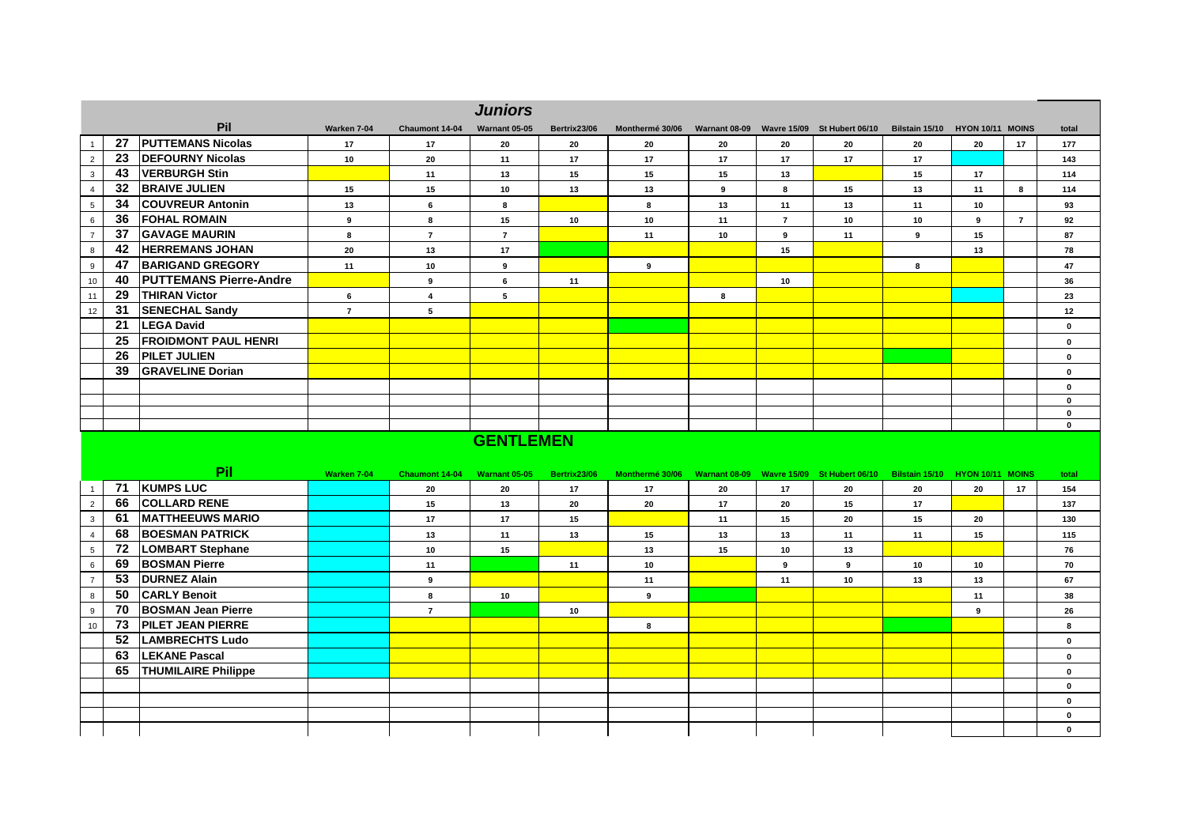## Juniors

| | | Pil | Warken 7-04 | Chaumont 14-04 | Warnant 05-05 | Bertrix23/06 | Monthermé 30/06 | Warnant 08-09 | Wavre 15/09 | St Hubert 06/10 | Bilstain 15/10 | HYON 10/11 | MOINS | total |
|---|---|---|---|---|---|---|---|---|---|---|---|---|---|---|
| 1 | 27 | PUTTEMANS Nicolas | 17 | 17 | 20 | 20 | 20 | 20 | 20 | 20 | 20 | 20 | 17 | 177 |
| 2 | 23 | DEFOURNY Nicolas | 10 | 20 | 11 | 17 | 17 | 17 | 17 | 17 | 17 | | | 143 |
| 3 | 43 | VERBURGH Stin | | 11 | 13 | 15 | 15 | 15 | 13 | | 15 | 17 | | 114 |
| 4 | 32 | BRAIVE JULIEN | 15 | 15 | 10 | 13 | 13 | 9 | 8 | 15 | 13 | 11 | 8 | 114 |
| 5 | 34 | COUVREUR Antonin | 13 | 6 | 8 | | 8 | 13 | 11 | 13 | 11 | 10 | | 93 |
| 6 | 36 | FOHAL ROMAIN | 9 | 8 | 15 | 10 | 10 | 11 | 7 | 10 | 10 | 9 | 7 | 92 |
| 7 | 37 | GAVAGE MAURIN | 8 | 7 | 7 | | 11 | 10 | 9 | 11 | 9 | 15 | | 87 |
| 8 | 42 | HERREMANS JOHAN | 20 | 13 | 17 | | | | 15 | | | 13 | | 78 |
| 9 | 47 | BARIGAND GREGORY | 11 | 10 | 9 | | 9 | | | | 8 | | | 47 |
| 10 | 40 | PUTTEMANS Pierre-Andre | | 9 | 6 | 11 | | | 10 | | | | | 36 |
| 11 | 29 | THIRAN Victor | 6 | 4 | 5 | | | 8 | | | | | | 23 |
| 12 | 31 | SENECHAL Sandy | 7 | 5 | | | | | | | | | | 12 |
| | 21 | LEGA David | | | | | | | | | | | | 0 |
| | 25 | FROIDMONT PAUL HENRI | | | | | | | | | | | | 0 |
| | 26 | PILET JULIEN | | | | | | | | | | | | 0 |
| | 39 | GRAVELINE Dorian | | | | | | | | | | | | 0 |
| | | | | | | | | | | | | | | 0 |
| | | | | | | | | | | | | | | 0 |
| | | | | | | | | | | | | | | 0 |
| | | | | | | | | | | | | | | 0 |

## GENTLEMEN

| | | Pil | Warken 7-04 | Chaumont 14-04 | Warnant 05-05 | Bertrix23/06 | Monthermé 30/06 | Warnant 08-09 | Wavre 15/09 | St Hubert 06/10 | Bilstain 15/10 | HYON 10/11 | MOINS | total |
|---|---|---|---|---|---|---|---|---|---|---|---|---|---|---|
| 1 | 71 | KUMPS LUC | | 20 | 20 | 17 | 17 | 20 | 17 | 20 | 20 | 20 | 17 | 154 |
| 2 | 66 | COLLARD RENE | | 15 | 13 | 20 | 20 | 17 | 20 | 15 | 17 | | | 137 |
| 3 | 61 | MATTHEEUWS MARIO | | 17 | 17 | 15 | | 11 | 15 | 20 | 15 | 20 | | 130 |
| 4 | 68 | BOESMAN PATRICK | | 13 | 11 | 13 | 15 | 13 | 13 | 11 | 11 | 15 | | 115 |
| 5 | 72 | LOMBART Stephane | | 10 | 15 | | 13 | 15 | 10 | 13 | | | | 76 |
| 6 | 69 | BOSMAN Pierre | | 11 | | 11 | 10 | | 9 | 9 | 10 | 10 | | 70 |
| 7 | 53 | DURNEZ Alain | | 9 | | | 11 | | 11 | 10 | 13 | 13 | | 67 |
| 8 | 50 | CARLY Benoit | | 8 | 10 | | 9 | | | | | 11 | | 38 |
| 9 | 70 | BOSMAN Jean Pierre | | 7 | | 10 | | | | | | 9 | | 26 |
| 10 | 73 | PILET JEAN PIERRE | | | | | 8 | | | | | | | 8 |
| | 52 | LAMBRECHTS Ludo | | | | | | | | | | | | 0 |
| | 63 | LEKANE Pascal | | | | | | | | | | | | 0 |
| | 65 | THUMILAIRE Philippe | | | | | | | | | | | | 0 |
| | | | | | | | | | | | | | | 0 |
| | | | | | | | | | | | | | | 0 |
| | | | | | | | | | | | | | | 0 |
| | | | | | | | | | | | | | | 0 |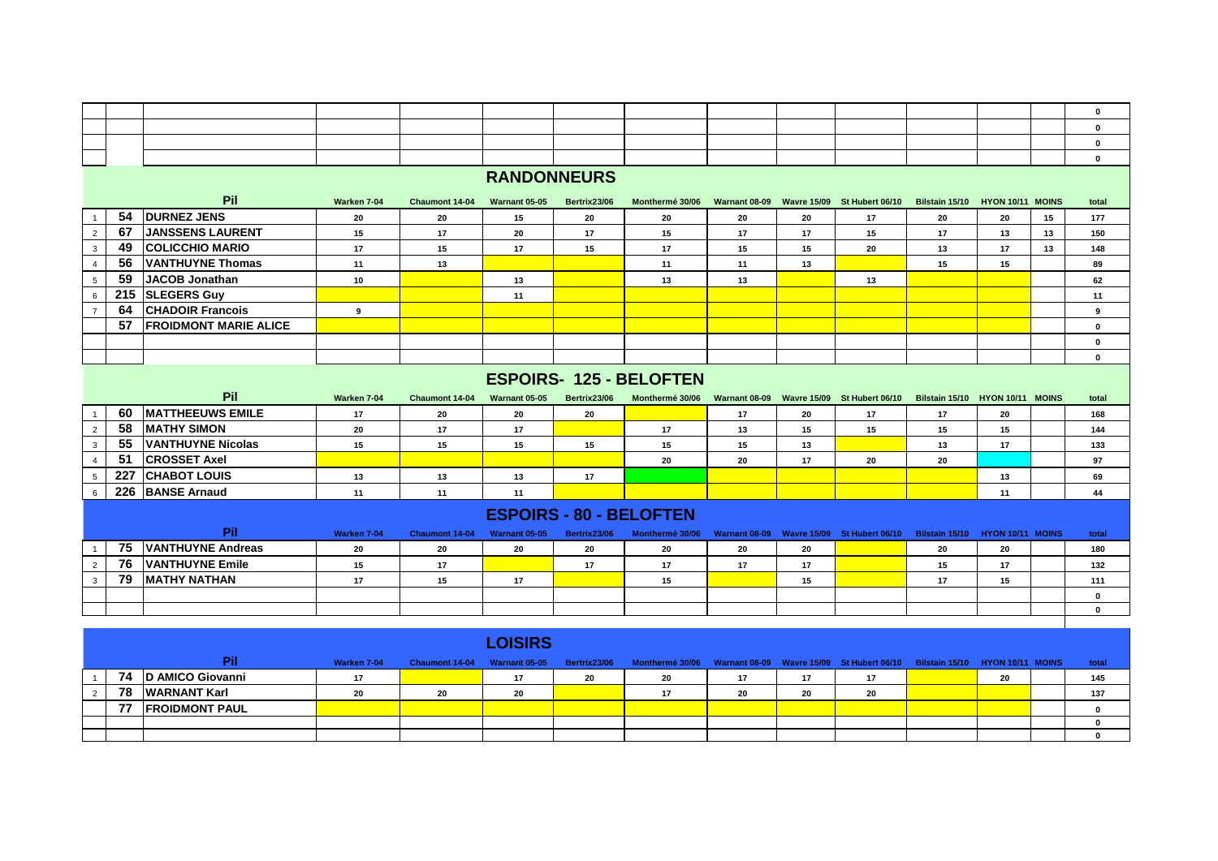| | | | | | | | | | | | | | | total |
|---|---|---|---|---|---|---|---|---|---|---|---|---|---|---|
| | | | | | | | | | | | | | | 0 |
| | | | | | | | | | | | | | | 0 |
| | | | | | | | | | | | | | | 0 |
| | | | | | | | | | | | | | | 0 |

## RANDONNEURS

| | | Pil | Warken 7-04 | Chaumont 14-04 | Warnant 05-05 | Bertrix23/06 | Monthermé 30/06 | Warnant 08-09 | Wavre 15/09 | St Hubert 06/10 | Bilstain 15/10 | HYON 10/11 | MOINS | total |
|---|---|---|---|---|---|---|---|---|---|---|---|---|---|---|
| 1 | 54 | DURNEZ JENS | 20 | 20 | 15 | 20 | 20 | 20 | 20 | 17 | 20 | 20 | 15 | 177 |
| 2 | 67 | JANSSENS LAURENT | 15 | 17 | 20 | 17 | 15 | 17 | 17 | 15 | 17 | 13 | 13 | 150 |
| 3 | 49 | COLICCHIO MARIO | 17 | 15 | 17 | 15 | 17 | 15 | 15 | 20 | 13 | 17 | 13 | 148 |
| 4 | 56 | VANTHUYNE Thomas | 11 | 13 | | | 11 | 11 | 13 | | 15 | 15 | | 89 |
| 5 | 59 | JACOB Jonathan | 10 | | 13 | | 13 | 13 | | 13 | | | | 62 |
| 6 | 215 | SLEGERS Guy | | | 11 | | | | | | | | | 11 |
| 7 | 64 | CHADOIR Francois | 9 | | | | | | | | | | | 9 |
| | 57 | FROIDMONT MARIE ALICE | | | | | | | | | | | | 0 |
| | | | | | | | | | | | | | | 0 |
| | | | | | | | | | | | | | | 0 |

## ESPOIRS- 125 - BELOFTEN

| | | Pil | Warken 7-04 | Chaumont 14-04 | Warnant 05-05 | Bertrix23/06 | Monthermé 30/06 | Warnant 08-09 | Wavre 15/09 | St Hubert 06/10 | Bilstain 15/10 | HYON 10/11 | MOINS | total |
|---|---|---|---|---|---|---|---|---|---|---|---|---|---|---|
| 1 | 60 | MATTHEEUWS EMILE | 17 | 20 | 20 | 20 | | 17 | 20 | 17 | 17 | 20 | | 168 |
| 2 | 58 | MATHY SIMON | 20 | 17 | 17 | | 17 | 13 | 15 | 15 | 15 | 15 | | 144 |
| 3 | 55 | VANTHUYNE Nicolas | 15 | 15 | 15 | 15 | 15 | 15 | 13 | | 13 | 17 | | 133 |
| 4 | 51 | CROSSET Axel | | | | | 20 | 20 | 17 | 20 | 20 | | | 97 |
| 5 | 227 | CHABOT LOUIS | 13 | 13 | 13 | 17 | | | | | | 13 | | 69 |
| 6 | 226 | BANSE Arnaud | 11 | 11 | 11 | | | | | | | 11 | | 44 |

## ESPOIRS - 80 - BELOFTEN

| | | Pil | Warken 7-04 | Chaumont 14-04 | Warnant 05-05 | Bertrix23/06 | Monthermé 30/06 | Warnant 08-09 | Wavre 15/09 | St Hubert 06/10 | Bilstain 15/10 | HYON 10/11 | MOINS | total |
|---|---|---|---|---|---|---|---|---|---|---|---|---|---|---|
| 1 | 75 | VANTHUYNE Andreas | 20 | 20 | 20 | 20 | 20 | 20 | 20 | | 20 | 20 | | 180 |
| 2 | 76 | VANTHUYNE Emile | 15 | 17 | | 17 | 17 | 17 | 17 | | 15 | 17 | | 132 |
| 3 | 79 | MATHY NATHAN | 17 | 15 | 17 | | 15 | | 15 | | 17 | 15 | | 111 |
| | | | | | | | | | | | | | | 0 |
| | | | | | | | | | | | | | | 0 |

## LOISIRS

| | | Pil | Warken 7-04 | Chaumont 14-04 | Warnant 05-05 | Bertrix23/06 | Monthermé 30/06 | Warnant 08-09 | Wavre 15/09 | St Hubert 06/10 | Bilstain 15/10 | HYON 10/11 | MOINS | total |
|---|---|---|---|---|---|---|---|---|---|---|---|---|---|---|
| 1 | 74 | D AMICO Giovanni | 17 | | 17 | 20 | 20 | 17 | 17 | 17 | | 20 | | 145 |
| 2 | 78 | WARNANT Karl | 20 | 20 | 20 | | 17 | 20 | 20 | 20 | | | | 137 |
| | 77 | FROIDMONT PAUL | | | | | | | | | | | | 0 |
| | | | | | | | | | | | | | | 0 |
| | | | | | | | | | | | | | | 0 |